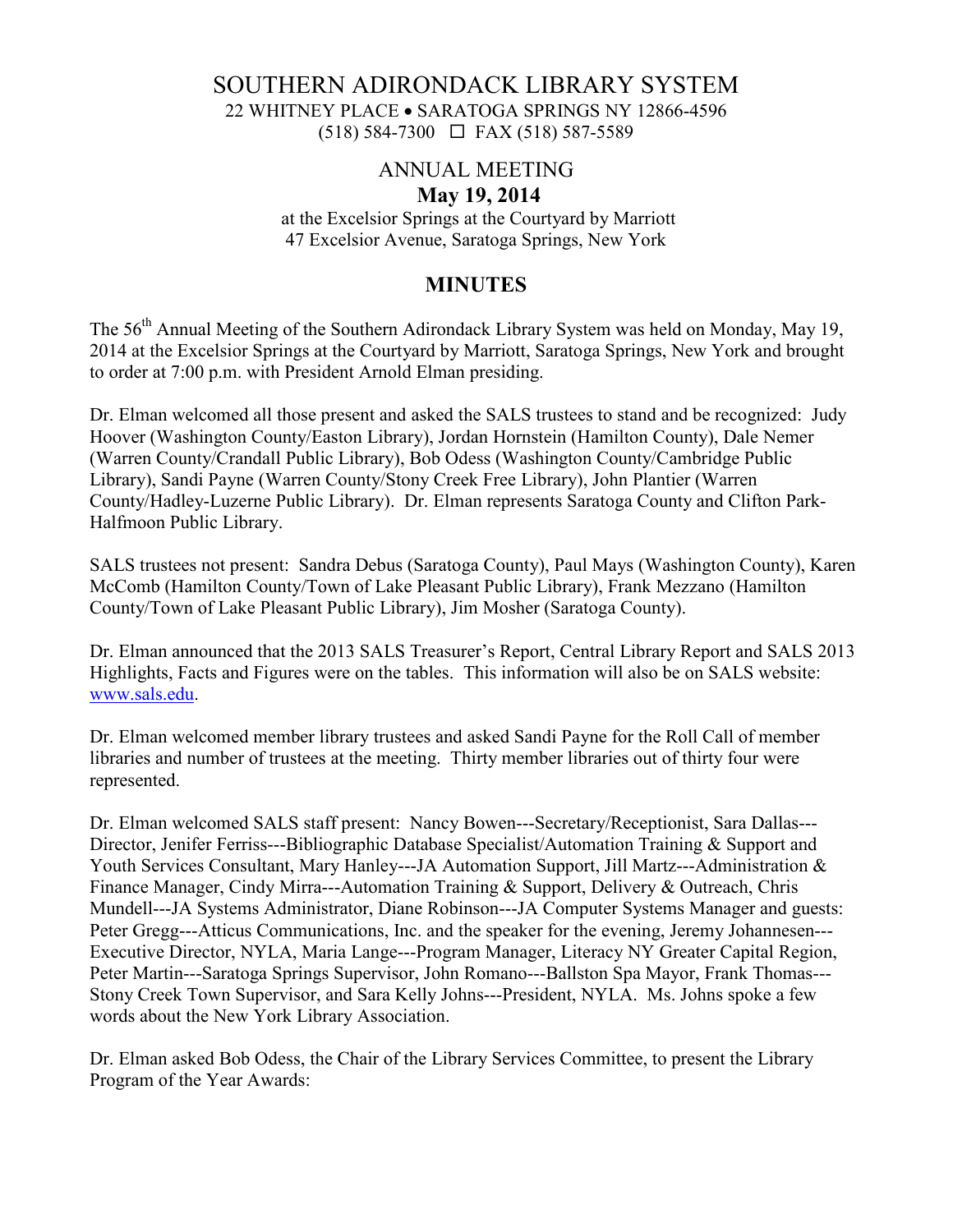# SOUTHERN ADIRONDACK LIBRARY SYSTEM

22 WHITNEY PLACE • SARATOGA SPRINGS NY 12866-4596
(518) 584-7300 ☐ FAX (518) 587-5589

## ANNUAL MEETING

**May 19, 2014**

at the Excelsior Springs at the Courtyard by Marriott
47 Excelsior Avenue, Saratoga Springs, New York

## MINUTES

The 56th Annual Meeting of the Southern Adirondack Library System was held on Monday, May 19, 2014 at the Excelsior Springs at the Courtyard by Marriott, Saratoga Springs, New York and brought to order at 7:00 p.m. with President Arnold Elman presiding.

Dr. Elman welcomed all those present and asked the SALS trustees to stand and be recognized: Judy Hoover (Washington County/Easton Library), Jordan Hornstein (Hamilton County), Dale Nemer (Warren County/Crandall Public Library), Bob Odess (Washington County/Cambridge Public Library), Sandi Payne (Warren County/Stony Creek Free Library), John Plantier (Warren County/Hadley-Luzerne Public Library). Dr. Elman represents Saratoga County and Clifton Park-Halfmoon Public Library.

SALS trustees not present: Sandra Debus (Saratoga County), Paul Mays (Washington County), Karen McComb (Hamilton County/Town of Lake Pleasant Public Library), Frank Mezzano (Hamilton County/Town of Lake Pleasant Public Library), Jim Mosher (Saratoga County).

Dr. Elman announced that the 2013 SALS Treasurer's Report, Central Library Report and SALS 2013 Highlights, Facts and Figures were on the tables. This information will also be on SALS website: www.sals.edu.

Dr. Elman welcomed member library trustees and asked Sandi Payne for the Roll Call of member libraries and number of trustees at the meeting. Thirty member libraries out of thirty four were represented.

Dr. Elman welcomed SALS staff present: Nancy Bowen---Secretary/Receptionist, Sara Dallas---Director, Jenifer Ferriss---Bibliographic Database Specialist/Automation Training & Support and Youth Services Consultant, Mary Hanley---JA Automation Support, Jill Martz---Administration & Finance Manager, Cindy Mirra---Automation Training & Support, Delivery & Outreach, Chris Mundell---JA Systems Administrator, Diane Robinson---JA Computer Systems Manager and guests: Peter Gregg---Atticus Communications, Inc. and the speaker for the evening, Jeremy Johannesen---Executive Director, NYLA, Maria Lange---Program Manager, Literacy NY Greater Capital Region, Peter Martin---Saratoga Springs Supervisor, John Romano---Ballston Spa Mayor, Frank Thomas---Stony Creek Town Supervisor, and Sara Kelly Johns---President, NYLA. Ms. Johns spoke a few words about the New York Library Association.

Dr. Elman asked Bob Odess, the Chair of the Library Services Committee, to present the Library Program of the Year Awards: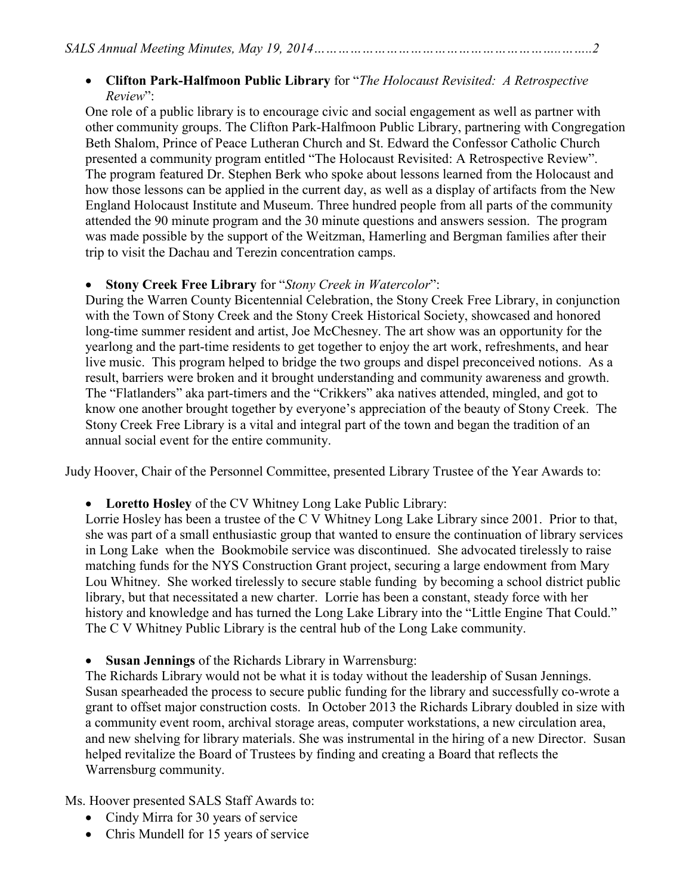- **Clifton Park-Halfmoon Public Library** for "*The Holocaust Revisited: A Retrospective Review*":

One role of a public library is to encourage civic and social engagement as well as partner with other community groups. The Clifton Park-Halfmoon Public Library, partnering with Congregation Beth Shalom, Prince of Peace Lutheran Church and St. Edward the Confessor Catholic Church presented a community program entitled "The Holocaust Revisited: A Retrospective Review". The program featured Dr. Stephen Berk who spoke about lessons learned from the Holocaust and how those lessons can be applied in the current day, as well as a display of artifacts from the New England Holocaust Institute and Museum. Three hundred people from all parts of the community attended the 90 minute program and the 30 minute questions and answers session. The program was made possible by the support of the Weitzman, Hamerling and Bergman families after their trip to visit the Dachau and Terezin concentration camps.

- **Stony Creek Free Library** for "*Stony Creek in Watercolor*":

During the Warren County Bicentennial Celebration, the Stony Creek Free Library, in conjunction with the Town of Stony Creek and the Stony Creek Historical Society, showcased and honored long-time summer resident and artist, Joe McChesney. The art show was an opportunity for the yearlong and the part-time residents to get together to enjoy the art work, refreshments, and hear live music. This program helped to bridge the two groups and dispel preconceived notions. As a result, barriers were broken and it brought understanding and community awareness and growth. The "Flatlanders" aka part-timers and the "Crikkers" aka natives attended, mingled, and got to know one another brought together by everyone's appreciation of the beauty of Stony Creek. The Stony Creek Free Library is a vital and integral part of the town and began the tradition of an annual social event for the entire community.

Judy Hoover, Chair of the Personnel Committee, presented Library Trustee of the Year Awards to:

- **Loretto Hosley** of the CV Whitney Long Lake Public Library:

Lorrie Hosley has been a trustee of the C V Whitney Long Lake Library since 2001. Prior to that, she was part of a small enthusiastic group that wanted to ensure the continuation of library services in Long Lake when the Bookmobile service was discontinued. She advocated tirelessly to raise matching funds for the NYS Construction Grant project, securing a large endowment from Mary Lou Whitney. She worked tirelessly to secure stable funding by becoming a school district public library, but that necessitated a new charter. Lorrie has been a constant, steady force with her history and knowledge and has turned the Long Lake Library into the "Little Engine That Could." The C V Whitney Public Library is the central hub of the Long Lake community.

- **Susan Jennings** of the Richards Library in Warrensburg:

The Richards Library would not be what it is today without the leadership of Susan Jennings. Susan spearheaded the process to secure public funding for the library and successfully co-wrote a grant to offset major construction costs. In October 2013 the Richards Library doubled in size with a community event room, archival storage areas, computer workstations, a new circulation area, and new shelving for library materials. She was instrumental in the hiring of a new Director. Susan helped revitalize the Board of Trustees by finding and creating a Board that reflects the Warrensburg community.

Ms. Hoover presented SALS Staff Awards to:

- Cindy Mirra for 30 years of service
- Chris Mundell for 15 years of service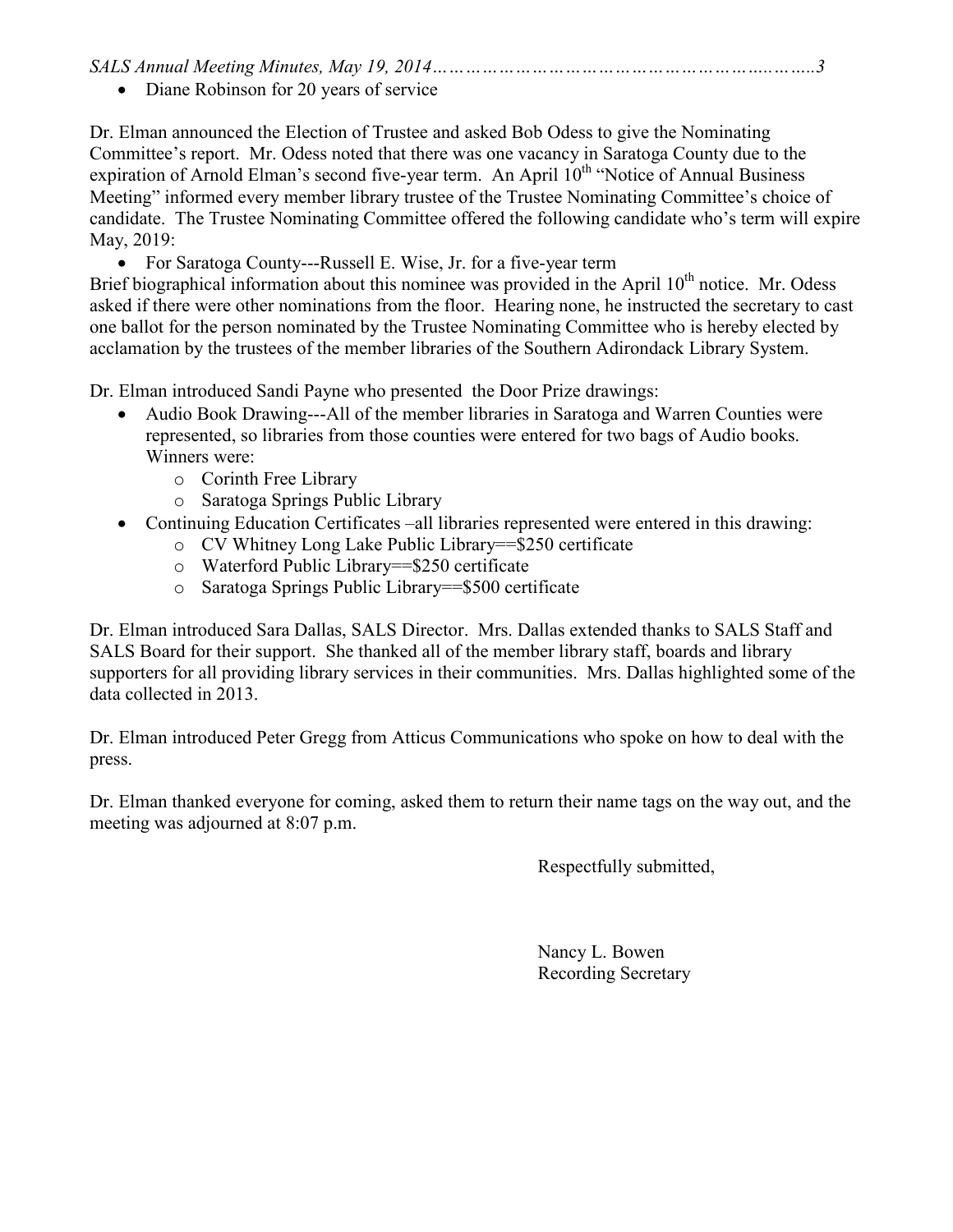- Diane Robinson for 20 years of service

Dr. Elman announced the Election of Trustee and asked Bob Odess to give the Nominating Committee's report. Mr. Odess noted that there was one vacancy in Saratoga County due to the expiration of Arnold Elman's second five-year term. An April 10th "Notice of Annual Business Meeting" informed every member library trustee of the Trustee Nominating Committee's choice of candidate. The Trustee Nominating Committee offered the following candidate who's term will expire May, 2019:

- For Saratoga County---Russell E. Wise, Jr. for a five-year term

Brief biographical information about this nominee was provided in the April 10th notice. Mr. Odess asked if there were other nominations from the floor. Hearing none, he instructed the secretary to cast one ballot for the person nominated by the Trustee Nominating Committee who is hereby elected by acclamation by the trustees of the member libraries of the Southern Adirondack Library System.

Dr. Elman introduced Sandi Payne who presented the Door Prize drawings:

- Audio Book Drawing---All of the member libraries in Saratoga and Warren Counties were represented, so libraries from those counties were entered for two bags of Audio books. Winners were:
  - Corinth Free Library
  - Saratoga Springs Public Library
- Continuing Education Certificates –all libraries represented were entered in this drawing:
  - CV Whitney Long Lake Public Library==$250 certificate
  - Waterford Public Library==$250 certificate
  - Saratoga Springs Public Library==$500 certificate

Dr. Elman introduced Sara Dallas, SALS Director. Mrs. Dallas extended thanks to SALS Staff and SALS Board for their support. She thanked all of the member library staff, boards and library supporters for all providing library services in their communities. Mrs. Dallas highlighted some of the data collected in 2013.

Dr. Elman introduced Peter Gregg from Atticus Communications who spoke on how to deal with the press.

Dr. Elman thanked everyone for coming, asked them to return their name tags on the way out, and the meeting was adjourned at 8:07 p.m.

Respectfully submitted,

Nancy L. Bowen
Recording Secretary